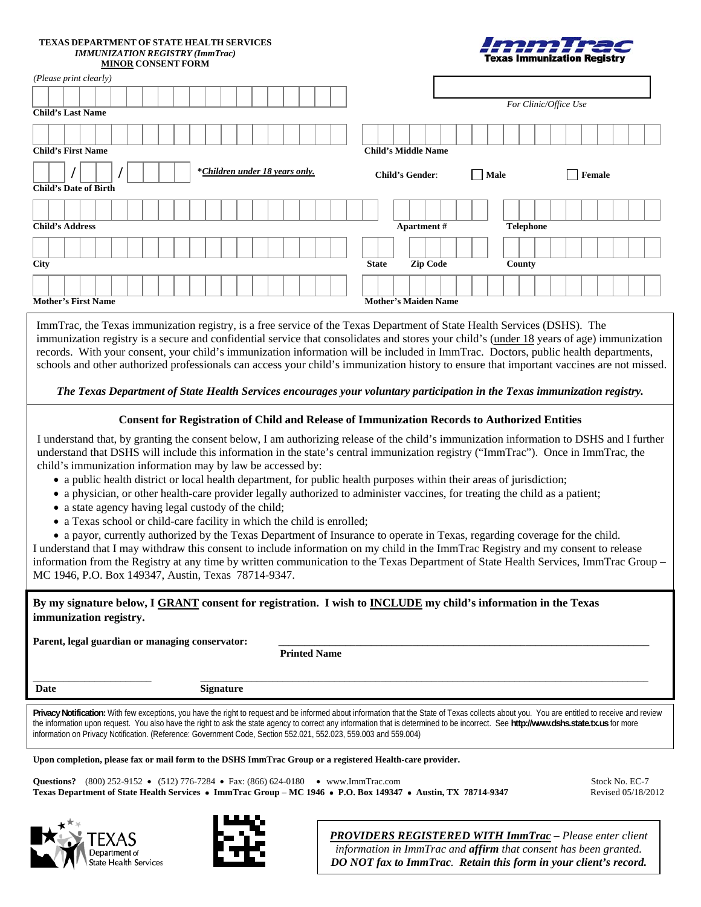**TEXAS DEPARTMENT OF STATE HEALTH SERVICES**
*IMMUNIZATION REGISTRY (ImmTrac)*
**MINOR CONSENT FORM**

**ImmTrac**
**Texas Immunization Registry**

*(Please print clearly)*

*For Clinic/Office Use*

**Child's Last Name**

**Child's First Name** | **Child's Middle Name**

___ / ___ / ___ *Children under 18 years only.*
**Child's Date of Birth**

**Child's Gender:** ☐ **Male** ☐ **Female**

**Child's Address** | **Apartment #** | **Telephone**

**City** | **State** | **Zip Code** | **County**

**Mother's First Name** | **Mother's Maiden Name**

ImmTrac, the Texas immunization registry, is a free service of the Texas Department of State Health Services (DSHS). The immunization registry is a secure and confidential service that consolidates and stores your child's (under 18 years of age) immunization records. With your consent, your child's immunization information will be included in ImmTrac. Doctors, public health departments, schools and other authorized professionals can access your child's immunization history to ensure that important vaccines are not missed.

***The Texas Department of State Health Services encourages your voluntary participation in the Texas immunization registry.***

## Consent for Registration of Child and Release of Immunization Records to Authorized Entities

I understand that, by granting the consent below, I am authorizing release of the child's immunization information to DSHS and I further understand that DSHS will include this information in the state's central immunization registry ("ImmTrac"). Once in ImmTrac, the child's immunization information may by law be accessed by:

- a public health district or local health department, for public health purposes within their areas of jurisdiction;
- a physician, or other health-care provider legally authorized to administer vaccines, for treating the child as a patient;
- a state agency having legal custody of the child;
- a Texas school or child-care facility in which the child is enrolled;
- a payor, currently authorized by the Texas Department of Insurance to operate in Texas, regarding coverage for the child.

I understand that I may withdraw this consent to include information on my child in the ImmTrac Registry and my consent to release information from the Registry at any time by written communication to the Texas Department of State Health Services, ImmTrac Group – MC 1946, P.O. Box 149347, Austin, Texas 78714-9347.

**By my signature below, I GRANT consent for registration. I wish to INCLUDE my child's information in the Texas immunization registry.**

**Parent, legal guardian or managing conservator:** ______________________________
**Printed Name**

______________________ ______________________________
**Date** **Signature**

**Privacy Notification:** With few exceptions, you have the right to request and be informed about information that the State of Texas collects about you. You are entitled to receive and review the information upon request. You also have the right to ask the state agency to correct any information that is determined to be incorrect. See **http://www.dshs.state.tx.us** for more information on Privacy Notification. (Reference: Government Code, Section 552.021, 552.023, 559.003 and 559.004)

**Upon completion, please fax or mail form to the DSHS ImmTrac Group or a registered Health-care provider.**

**Questions?** (800) 252-9152 • (512) 776-7284 • Fax: (866) 624-0180 • www.ImmTrac.com
**Texas Department of State Health Services • ImmTrac Group – MC 1946 • P.O. Box 149347 • Austin, TX 78714-9347**

Stock No. EC-7
Revised 05/18/2012

TEXAS Department of State Health Services

***PROVIDERS REGISTERED WITH ImmTrac** – Please enter client information in ImmTrac and **affirm** that consent has been granted. **DO NOT fax to ImmTrac. Retain this form in your client's record.***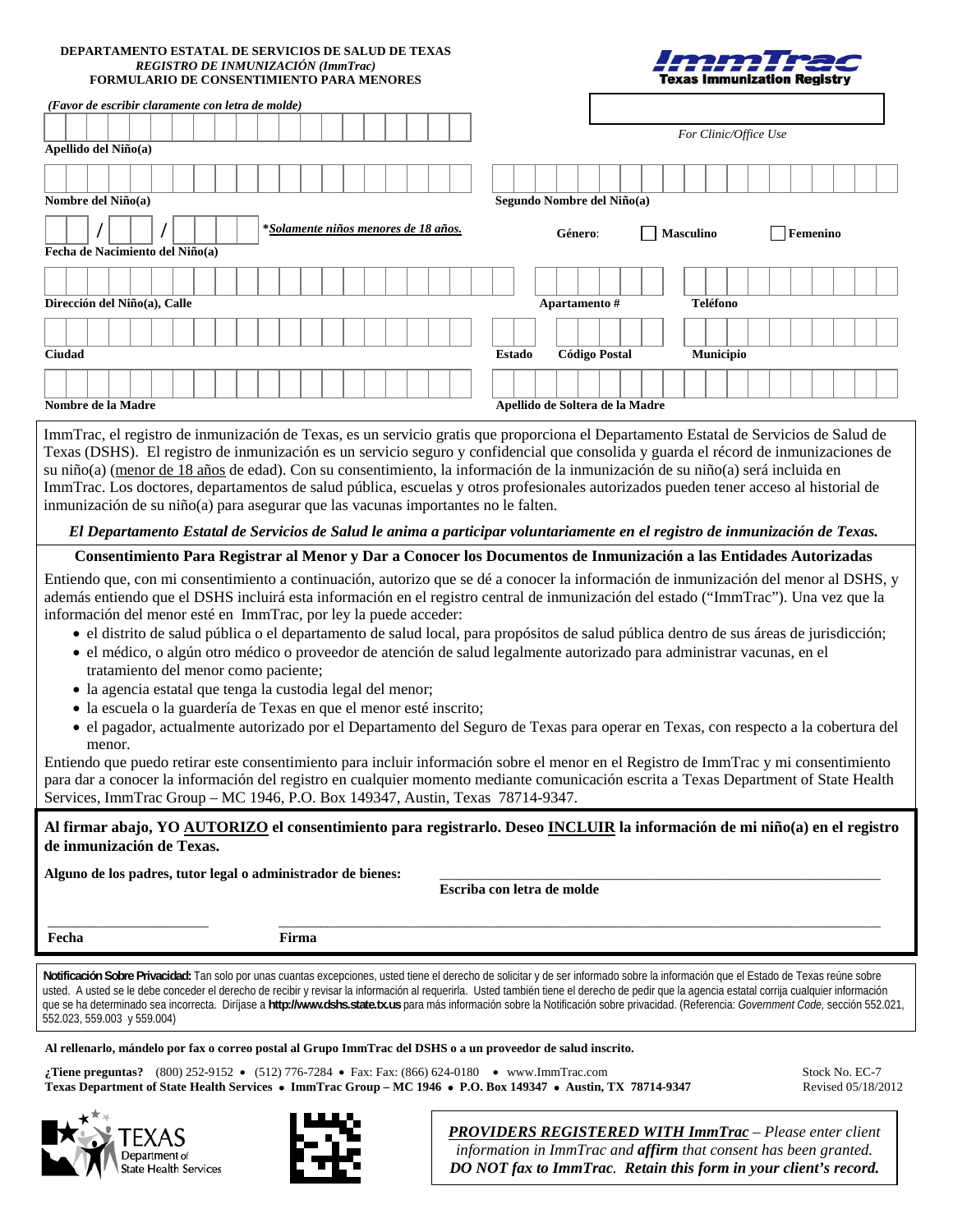**DEPARTAMENTO ESTATAL DE SERVICIOS DE SALUD DE TEXAS**
*REGISTRO DE INMUNIZACIÓN (ImmTrac)*
**FORMULARIO DE CONSENTIMIENTO PARA MENORES**

ImmTrac
Texas Immunization Registry

*(Favor de escribir claramente con letra de molde)*

*For Clinic/Office Use*

**Apellido del Niño(a)**

**Nombre del Niño(a)**

**Segundo Nombre del Niño(a)**

/ /

**Fecha de Nacimiento del Niño(a)**

*\*Solamente niños menores de 18 años.*

**Género**: ☐ **Masculino** ☐ **Femenino**

**Dirección del Niño(a), Calle** **Apartamento #** **Teléfono**

**Ciudad** **Estado** **Código Postal** **Municipio**

**Nombre de la Madre** **Apellido de Soltera de la Madre**

ImmTrac, el registro de inmunización de Texas, es un servicio gratis que proporciona el Departamento Estatal de Servicios de Salud de Texas (DSHS). El registro de inmunización es un servicio seguro y confidencial que consolida y guarda el récord de inmunizaciones de su niño(a) (menor de 18 años de edad). Con su consentimiento, la información de la inmunización de su niño(a) será incluida en ImmTrac. Los doctores, departamentos de salud pública, escuelas y otros profesionales autorizados pueden tener acceso al historial de inmunización de su niño(a) para asegurar que las vacunas importantes no le falten.

***El Departamento Estatal de Servicios de Salud le anima a participar voluntariamente en el registro de inmunización de Texas.***

**Consentimiento Para Registrar al Menor y Dar a Conocer los Documentos de Inmunización a las Entidades Autorizadas**

Entiendo que, con mi consentimiento a continuación, autorizo que se dé a conocer la información de inmunización del menor al DSHS, y además entiendo que el DSHS incluirá esta información en el registro central de inmunización del estado ("ImmTrac"). Una vez que la información del menor esté en ImmTrac, por ley la puede acceder:

- el distrito de salud pública o el departamento de salud local, para propósitos de salud pública dentro de sus áreas de jurisdicción;
- el médico, o algún otro médico o proveedor de atención de salud legalmente autorizado para administrar vacunas, en el tratamiento del menor como paciente;
- la agencia estatal que tenga la custodia legal del menor;
- la escuela o la guardería de Texas en que el menor esté inscrito;
- el pagador, actualmente autorizado por el Departamento del Seguro de Texas para operar en Texas, con respecto a la cobertura del menor.

Entiendo que puedo retirar este consentimiento para incluir información sobre el menor en el Registro de ImmTrac y mi consentimiento para dar a conocer la información del registro en cualquier momento mediante comunicación escrita a Texas Department of State Health Services, ImmTrac Group – MC 1946, P.O. Box 149347, Austin, Texas 78714-9347.

**Al firmar abajo, YO AUTORIZO el consentimiento para registrarlo. Deseo INCLUIR la información de mi niño(a) en el registro de inmunización de Texas.**

**Alguno de los padres, tutor legal o administrador de bienes:** ______________________________

**Escriba con letra de molde**

______________________ ______________________________

**Fecha** **Firma**

**Notificación Sobre Privacidad:** Tan solo por unas cuantas excepciones, usted tiene el derecho de solicitar y de ser informado sobre la información que el Estado de Texas reúne sobre usted. A usted se le debe conceder el derecho de recibir y revisar la información al requerirla. Usted también tiene el derecho de pedir que la agencia estatal corrija cualquier información que se ha determinado sea incorrecta. Diríjase a **http://www.dshs.state.tx.us** para más información sobre la Notificación sobre privacidad. (Referencia: *Government Code,* sección 552.021, 552.023, 559.003 y 559.004)

**Al rellenarlo, mándelo por fax o correo postal al Grupo ImmTrac del DSHS o a un proveedor de salud inscrito.**

**¿Tiene preguntas?** (800) 252-9152 • (512) 776-7284 • Fax: Fax: (866) 624-0180 • www.ImmTrac.com
**Texas Department of State Health Services • ImmTrac Group – MC 1946 • P.O. Box 149347 • Austin, TX 78714-9347**

Stock No. EC-7
Revised 05/18/2012

TEXAS Department of State Health Services

***PROVIDERS REGISTERED WITH ImmTrac*** *– Please enter client information in ImmTrac and* ***affirm*** *that consent has been granted.* ***DO NOT*** *fax to ImmTrac.* ***Retain this form in your client's record.***